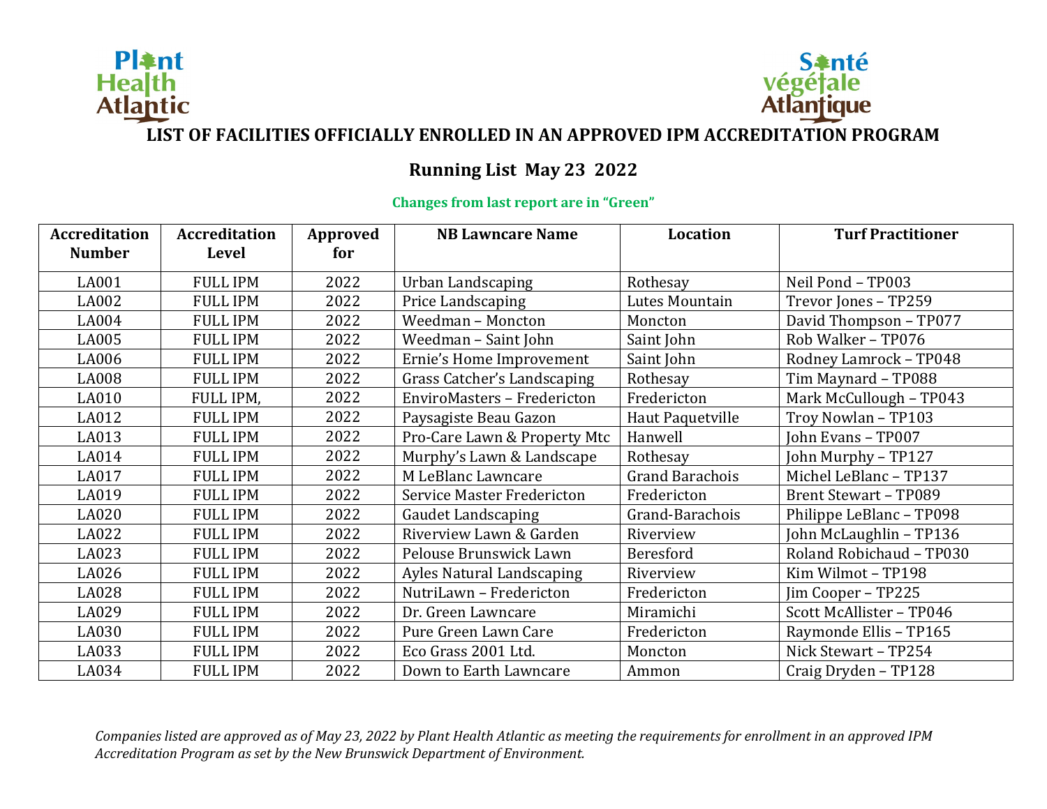Plant Health Atlantic

Santé végétale Atlantique

# LIST OF FACILITIES OFFICIALLY ENROLLED IN AN APPROVED IPM ACCREDITATION PROGRAM

## Running List May 23 2022

**Changes from last report are in "Green"**

| Accreditation Number | Accreditation Level | Approved for | NB Lawncare Name | Location | Turf Practitioner |
|---|---|---|---|---|---|
| LA001 | FULL IPM | 2022 | Urban Landscaping | Rothesay | Neil Pond – TP003 |
| LA002 | FULL IPM | 2022 | Price Landscaping | Lutes Mountain | Trevor Jones – TP259 |
| LA004 | FULL IPM | 2022 | Weedman – Moncton | Moncton | David Thompson – TP077 |
| LA005 | FULL IPM | 2022 | Weedman – Saint John | Saint John | Rob Walker – TP076 |
| LA006 | FULL IPM | 2022 | Ernie's Home Improvement | Saint John | Rodney Lamrock – TP048 |
| LA008 | FULL IPM | 2022 | Grass Catcher's Landscaping | Rothesay | Tim Maynard – TP088 |
| LA010 | FULL IPM, | 2022 | EnviroMasters – Fredericton | Fredericton | Mark McCullough – TP043 |
| LA012 | FULL IPM | 2022 | Paysagiste Beau Gazon | Haut Paquetville | Troy Nowlan – TP103 |
| LA013 | FULL IPM | 2022 | Pro-Care Lawn & Property Mtc | Hanwell | John Evans – TP007 |
| LA014 | FULL IPM | 2022 | Murphy's Lawn & Landscape | Rothesay | John Murphy – TP127 |
| LA017 | FULL IPM | 2022 | M LeBlanc Lawncare | Grand Barachois | Michel LeBlanc – TP137 |
| LA019 | FULL IPM | 2022 | Service Master Fredericton | Fredericton | Brent Stewart – TP089 |
| LA020 | FULL IPM | 2022 | Gaudet Landscaping | Grand-Barachois | Philippe LeBlanc – TP098 |
| LA022 | FULL IPM | 2022 | Riverview Lawn & Garden | Riverview | John McLaughlin – TP136 |
| LA023 | FULL IPM | 2022 | Pelouse Brunswick Lawn | Beresford | Roland Robichaud – TP030 |
| LA026 | FULL IPM | 2022 | Ayles Natural Landscaping | Riverview | Kim Wilmot – TP198 |
| LA028 | FULL IPM | 2022 | NutriLawn – Fredericton | Fredericton | Jim Cooper – TP225 |
| LA029 | FULL IPM | 2022 | Dr. Green Lawncare | Miramichi | Scott McAllister – TP046 |
| LA030 | FULL IPM | 2022 | Pure Green Lawn Care | Fredericton | Raymonde Ellis – TP165 |
| LA033 | FULL IPM | 2022 | Eco Grass 2001 Ltd. | Moncton | Nick Stewart – TP254 |
| LA034 | FULL IPM | 2022 | Down to Earth Lawncare | Ammon | Craig Dryden – TP128 |

*Companies listed are approved as of May 23, 2022 by Plant Health Atlantic as meeting the requirements for enrollment in an approved IPM Accreditation Program as set by the New Brunswick Department of Environment.*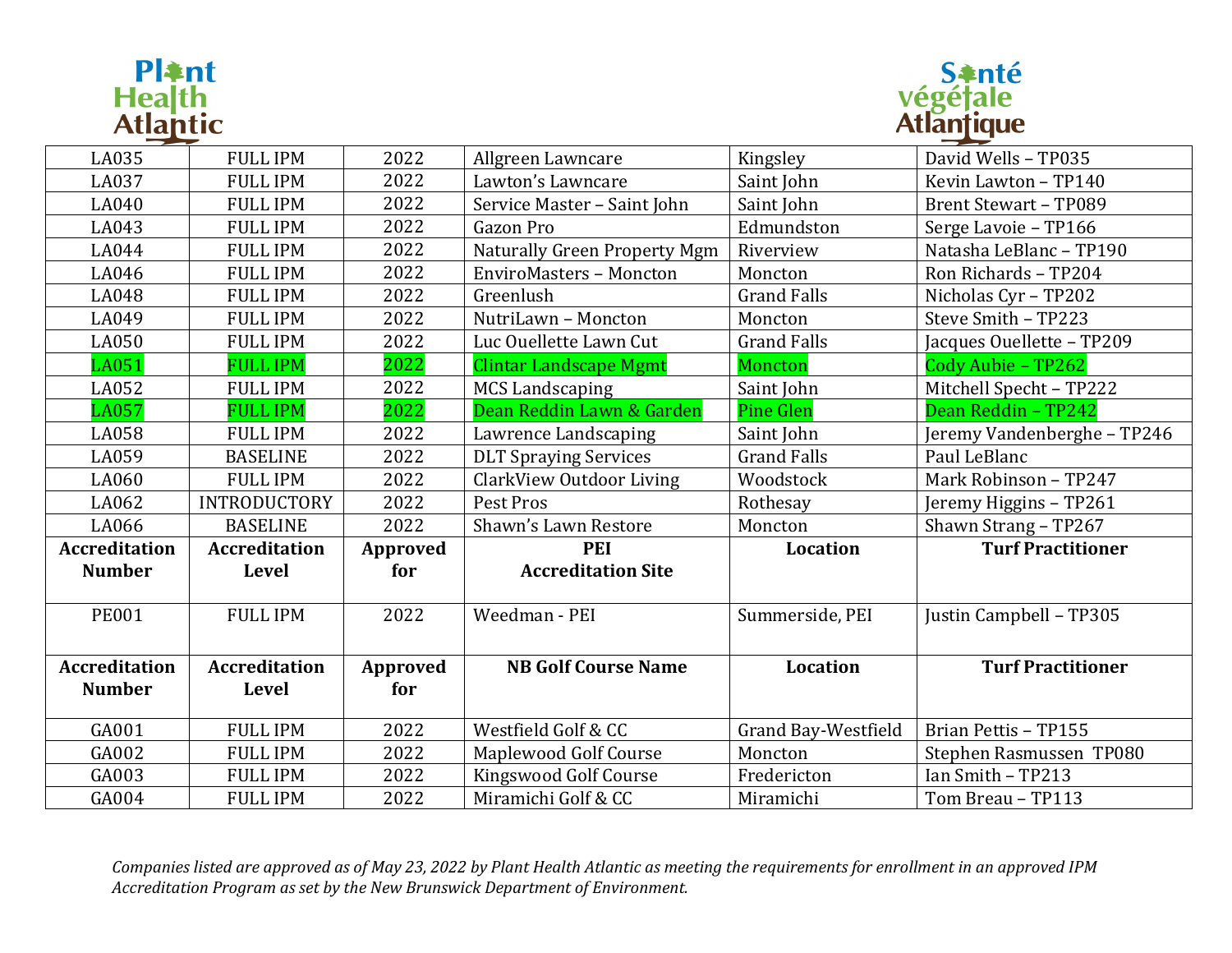Plant Health Atlantic

Santé végétale Atlantique

| LA035 | FULL IPM | 2022 | Allgreen Lawncare | Kingsley | David Wells – TP035 |
|---|---|---|---|---|---|
| LA037 | FULL IPM | 2022 | Lawton's Lawncare | Saint John | Kevin Lawton – TP140 |
| LA040 | FULL IPM | 2022 | Service Master – Saint John | Saint John | Brent Stewart – TP089 |
| LA043 | FULL IPM | 2022 | Gazon Pro | Edmundston | Serge Lavoie – TP166 |
| LA044 | FULL IPM | 2022 | Naturally Green Property Mgm | Riverview | Natasha LeBlanc – TP190 |
| LA046 | FULL IPM | 2022 | EnviroMasters – Moncton | Moncton | Ron Richards – TP204 |
| LA048 | FULL IPM | 2022 | Greenlush | Grand Falls | Nicholas Cyr – TP202 |
| LA049 | FULL IPM | 2022 | NutriLawn – Moncton | Moncton | Steve Smith – TP223 |
| LA050 | FULL IPM | 2022 | Luc Ouellette Lawn Cut | Grand Falls | Jacques Ouellette – TP209 |
| LA051 | FULL IPM | 2022 | Clintar Landscape Mgmt | Moncton | Cody Aubie – TP262 |
| LA052 | FULL IPM | 2022 | MCS Landscaping | Saint John | Mitchell Specht – TP222 |
| LA057 | FULL IPM | 2022 | Dean Reddin Lawn & Garden | Pine Glen | Dean Reddin – TP242 |
| LA058 | FULL IPM | 2022 | Lawrence Landscaping | Saint John | Jeremy Vandenberghe – TP246 |
| LA059 | BASELINE | 2022 | DLT Spraying Services | Grand Falls | Paul LeBlanc |
| LA060 | FULL IPM | 2022 | ClarkView Outdoor Living | Woodstock | Mark Robinson – TP247 |
| LA062 | INTRODUCTORY | 2022 | Pest Pros | Rothesay | Jeremy Higgins – TP261 |
| LA066 | BASELINE | 2022 | Shawn's Lawn Restore | Moncton | Shawn Strang – TP267 |
| **Accreditation Number** | **Accreditation Level** | **Approved for** | **PEI Accreditation Site** | **Location** | **Turf Practitioner** |
| PE001 | FULL IPM | 2022 | Weedman - PEI | Summerside, PEI | Justin Campbell – TP305 |
| **Accreditation Number** | **Accreditation Level** | **Approved for** | **NB Golf Course Name** | **Location** | **Turf Practitioner** |
| GA001 | FULL IPM | 2022 | Westfield Golf & CC | Grand Bay-Westfield | Brian Pettis – TP155 |
| GA002 | FULL IPM | 2022 | Maplewood Golf Course | Moncton | Stephen Rasmussen TP080 |
| GA003 | FULL IPM | 2022 | Kingswood Golf Course | Fredericton | Ian Smith – TP213 |
| GA004 | FULL IPM | 2022 | Miramichi Golf & CC | Miramichi | Tom Breau – TP113 |

*Companies listed are approved as of May 23, 2022 by Plant Health Atlantic as meeting the requirements for enrollment in an approved IPM Accreditation Program as set by the New Brunswick Department of Environment.*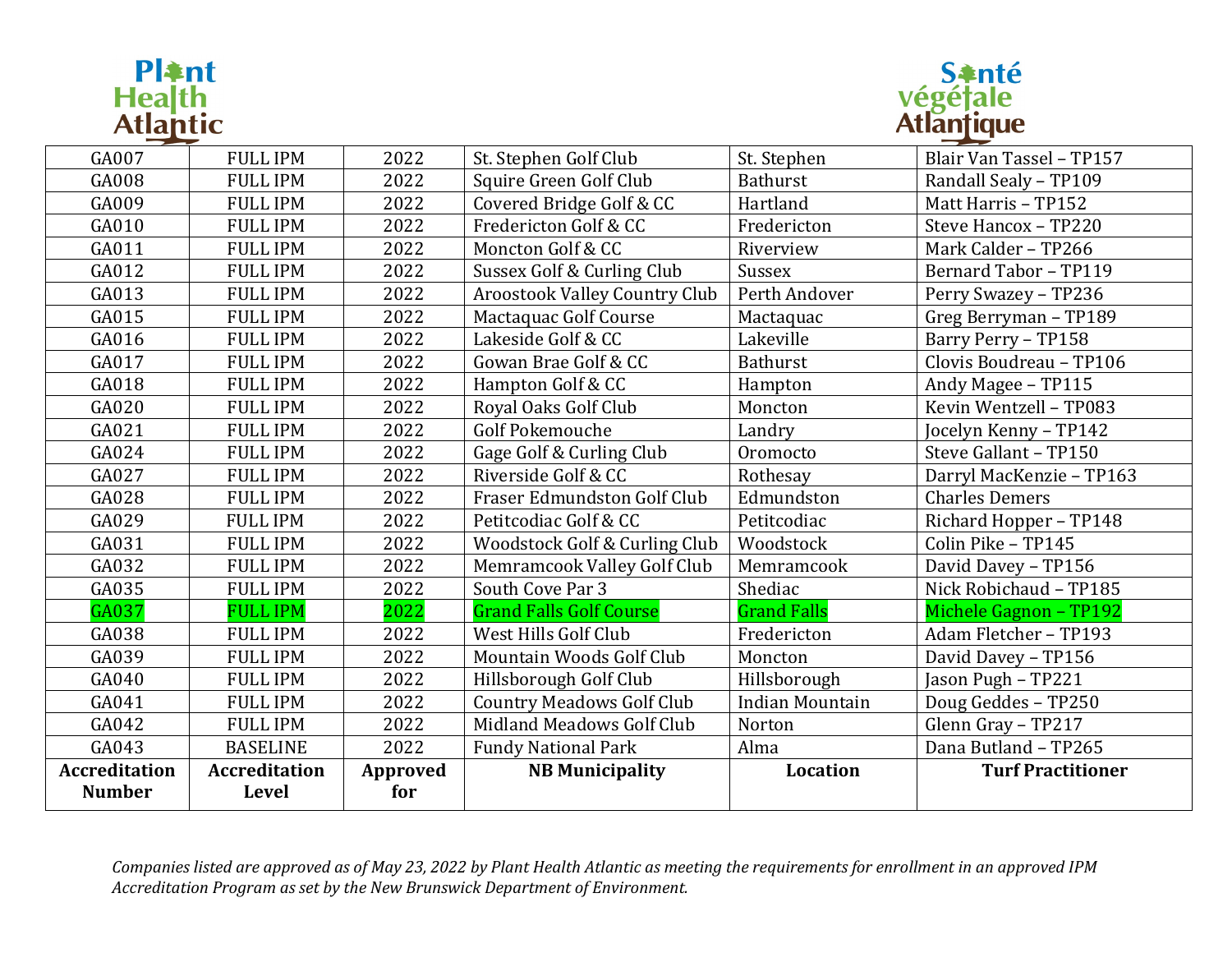| GA007 | FULL IPM | 2022 | St. Stephen Golf Club | St. Stephen | Blair Van Tassel – TP157 |
|---|---|---|---|---|---|
| GA008 | FULL IPM | 2022 | Squire Green Golf Club | Bathurst | Randall Sealy – TP109 |
| GA009 | FULL IPM | 2022 | Covered Bridge Golf & CC | Hartland | Matt Harris – TP152 |
| GA010 | FULL IPM | 2022 | Fredericton Golf & CC | Fredericton | Steve Hancox – TP220 |
| GA011 | FULL IPM | 2022 | Moncton Golf & CC | Riverview | Mark Calder – TP266 |
| GA012 | FULL IPM | 2022 | Sussex Golf & Curling Club | Sussex | Bernard Tabor – TP119 |
| GA013 | FULL IPM | 2022 | Aroostook Valley Country Club | Perth Andover | Perry Swazey – TP236 |
| GA015 | FULL IPM | 2022 | Mactaquac Golf Course | Mactaquac | Greg Berryman – TP189 |
| GA016 | FULL IPM | 2022 | Lakeside Golf & CC | Lakeville | Barry Perry – TP158 |
| GA017 | FULL IPM | 2022 | Gowan Brae Golf & CC | Bathurst | Clovis Boudreau – TP106 |
| GA018 | FULL IPM | 2022 | Hampton Golf & CC | Hampton | Andy Magee – TP115 |
| GA020 | FULL IPM | 2022 | Royal Oaks Golf Club | Moncton | Kevin Wentzell – TP083 |
| GA021 | FULL IPM | 2022 | Golf Pokemouche | Landry | Jocelyn Kenny – TP142 |
| GA024 | FULL IPM | 2022 | Gage Golf & Curling Club | Oromocto | Steve Gallant – TP150 |
| GA027 | FULL IPM | 2022 | Riverside Golf & CC | Rothesay | Darryl MacKenzie – TP163 |
| GA028 | FULL IPM | 2022 | Fraser Edmundston Golf Club | Edmundston | Charles Demers |
| GA029 | FULL IPM | 2022 | Petitcodiac Golf & CC | Petitcodiac | Richard Hopper – TP148 |
| GA031 | FULL IPM | 2022 | Woodstock Golf & Curling Club | Woodstock | Colin Pike – TP145 |
| GA032 | FULL IPM | 2022 | Memramcook Valley Golf Club | Memramcook | David Davey – TP156 |
| GA035 | FULL IPM | 2022 | South Cove Par 3 | Shediac | Nick Robichaud – TP185 |
| GA037 | FULL IPM | 2022 | Grand Falls Golf Course | Grand Falls | Michele Gagnon – TP192 |
| GA038 | FULL IPM | 2022 | West Hills Golf Club | Fredericton | Adam Fletcher – TP193 |
| GA039 | FULL IPM | 2022 | Mountain Woods Golf Club | Moncton | David Davey – TP156 |
| GA040 | FULL IPM | 2022 | Hillsborough Golf Club | Hillsborough | Jason Pugh – TP221 |
| GA041 | FULL IPM | 2022 | Country Meadows Golf Club | Indian Mountain | Doug Geddes – TP250 |
| GA042 | FULL IPM | 2022 | Midland Meadows Golf Club | Norton | Glenn Gray – TP217 |
| GA043 | BASELINE | 2022 | Fundy National Park | Alma | Dana Butland – TP265 |
| **Accreditation Number** | **Accreditation Level** | **Approved for** | **NB Municipality** | **Location** | **Turf Practitioner** |

*Companies listed are approved as of May 23, 2022 by Plant Health Atlantic as meeting the requirements for enrollment in an approved IPM Accreditation Program as set by the New Brunswick Department of Environment.*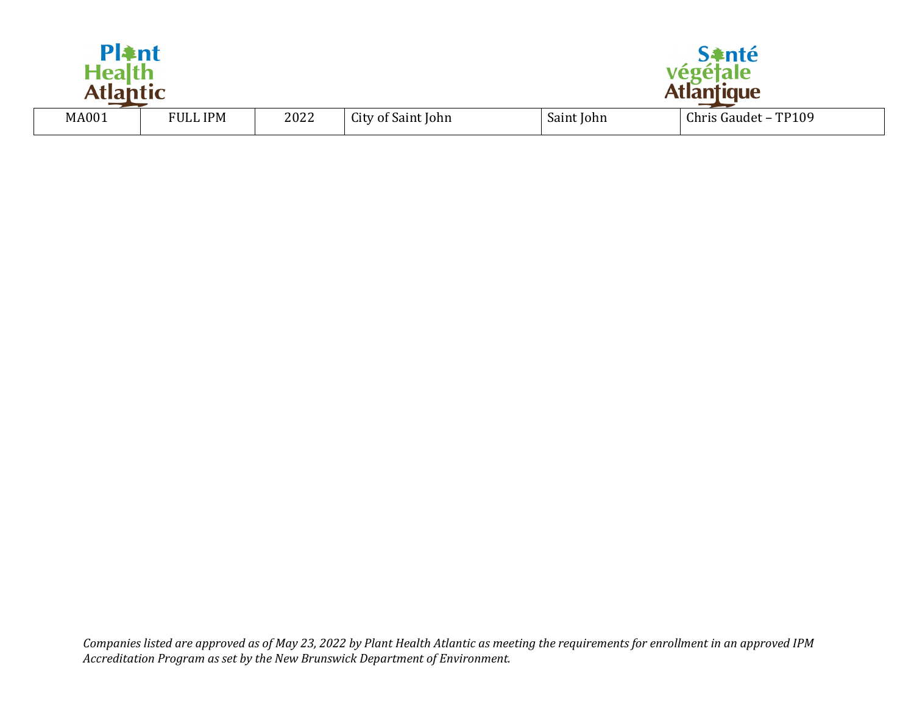| | | | | | |
|---|---|---|---|---|---|
| MA001 | FULL IPM | 2022 | City of Saint John | Saint John | Chris Gaudet – TP109 |

*Companies listed are approved as of May 23, 2022 by Plant Health Atlantic as meeting the requirements for enrollment in an approved IPM Accreditation Program as set by the New Brunswick Department of Environment.*